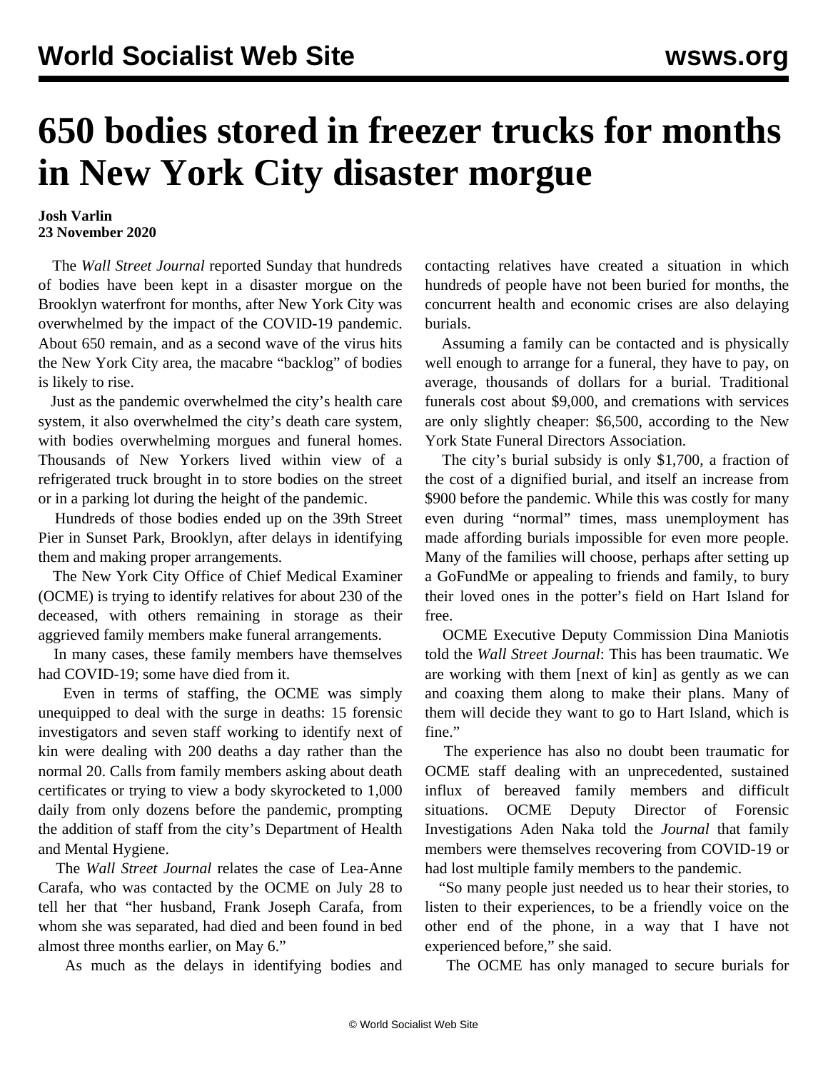# 650 bodies stored in freezer trucks for months in New York City disaster morgue

**Josh Varlin**
**23 November 2020**

The *Wall Street Journal* reported Sunday that hundreds of bodies have been kept in a disaster morgue on the Brooklyn waterfront for months, after New York City was overwhelmed by the impact of the COVID-19 pandemic. About 650 remain, and as a second wave of the virus hits the New York City area, the macabre "backlog" of bodies is likely to rise.

Just as the pandemic overwhelmed the city's health care system, it also overwhelmed the city's death care system, with bodies overwhelming morgues and funeral homes. Thousands of New Yorkers lived within view of a refrigerated truck brought in to store bodies on the street or in a parking lot during the height of the pandemic.

Hundreds of those bodies ended up on the 39th Street Pier in Sunset Park, Brooklyn, after delays in identifying them and making proper arrangements.

The New York City Office of Chief Medical Examiner (OCME) is trying to identify relatives for about 230 of the deceased, with others remaining in storage as their aggrieved family members make funeral arrangements.

In many cases, these family members have themselves had COVID-19; some have died from it.

Even in terms of staffing, the OCME was simply unequipped to deal with the surge in deaths: 15 forensic investigators and seven staff working to identify next of kin were dealing with 200 deaths a day rather than the normal 20. Calls from family members asking about death certificates or trying to view a body skyrocketed to 1,000 daily from only dozens before the pandemic, prompting the addition of staff from the city's Department of Health and Mental Hygiene.

The *Wall Street Journal* relates the case of Lea-Anne Carafa, who was contacted by the OCME on July 28 to tell her that "her husband, Frank Joseph Carafa, from whom she was separated, had died and been found in bed almost three months earlier, on May 6."

As much as the delays in identifying bodies and contacting relatives have created a situation in which hundreds of people have not been buried for months, the concurrent health and economic crises are also delaying burials.

Assuming a family can be contacted and is physically well enough to arrange for a funeral, they have to pay, on average, thousands of dollars for a burial. Traditional funerals cost about $9,000, and cremations with services are only slightly cheaper: $6,500, according to the New York State Funeral Directors Association.

The city's burial subsidy is only $1,700, a fraction of the cost of a dignified burial, and itself an increase from $900 before the pandemic. While this was costly for many even during "normal" times, mass unemployment has made affording burials impossible for even more people. Many of the families will choose, perhaps after setting up a GoFundMe or appealing to friends and family, to bury their loved ones in the potter's field on Hart Island for free.

OCME Executive Deputy Commission Dina Maniotis told the *Wall Street Journal*: This has been traumatic. We are working with them [next of kin] as gently as we can and coaxing them along to make their plans. Many of them will decide they want to go to Hart Island, which is fine."

The experience has also no doubt been traumatic for OCME staff dealing with an unprecedented, sustained influx of bereaved family members and difficult situations. OCME Deputy Director of Forensic Investigations Aden Naka told the *Journal* that family members were themselves recovering from COVID-19 or had lost multiple family members to the pandemic.

"So many people just needed us to hear their stories, to listen to their experiences, to be a friendly voice on the other end of the phone, in a way that I have not experienced before," she said.

The OCME has only managed to secure burials for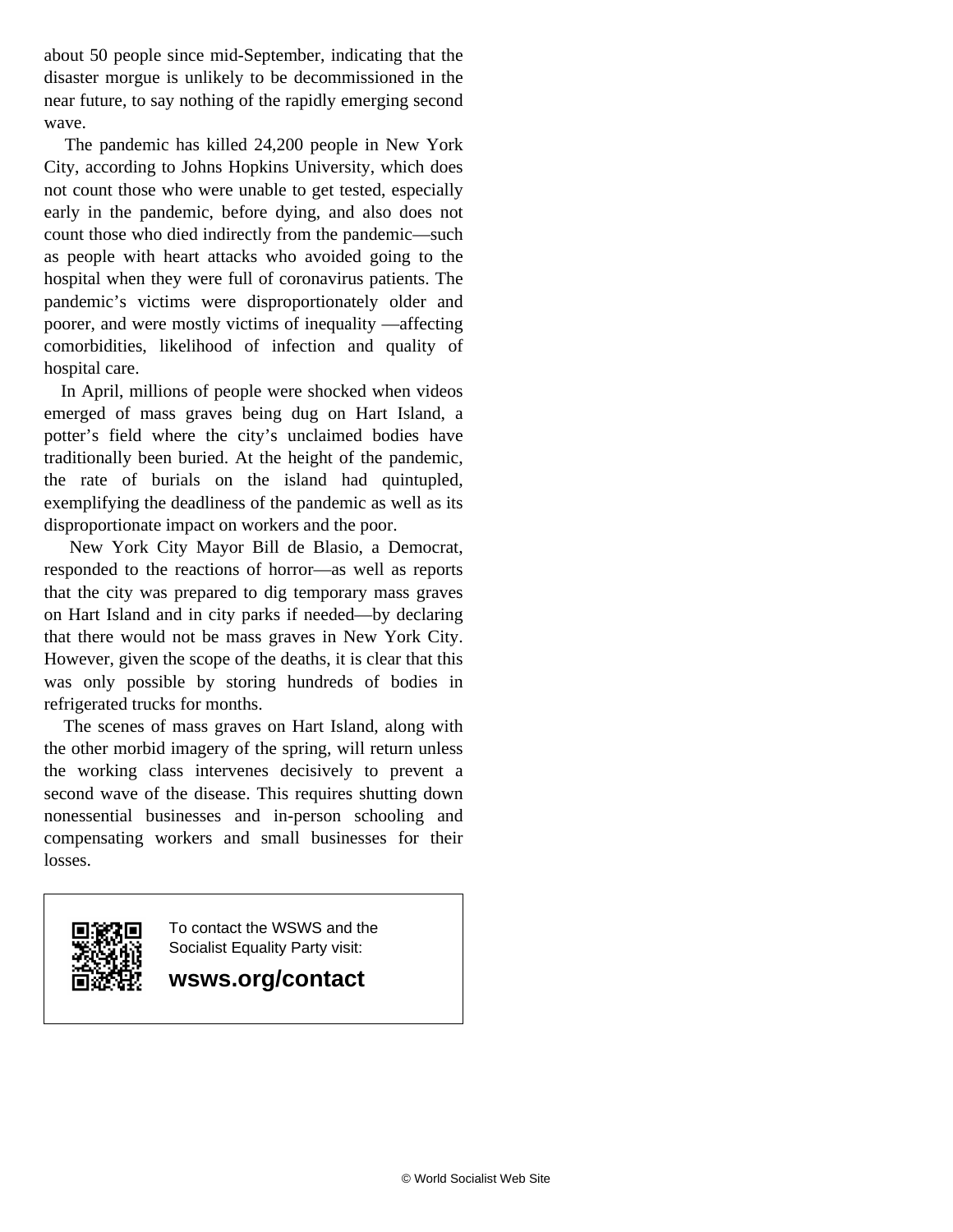about 50 people since mid-September, indicating that the disaster morgue is unlikely to be decommissioned in the near future, to say nothing of the rapidly emerging second wave.

The pandemic has killed 24,200 people in New York City, according to Johns Hopkins University, which does not count those who were unable to get tested, especially early in the pandemic, before dying, and also does not count those who died indirectly from the pandemic—such as people with heart attacks who avoided going to the hospital when they were full of coronavirus patients. The pandemic's victims were disproportionately older and poorer, and were mostly victims of inequality —affecting comorbidities, likelihood of infection and quality of hospital care.

In April, millions of people were shocked when videos emerged of mass graves being dug on Hart Island, a potter's field where the city's unclaimed bodies have traditionally been buried. At the height of the pandemic, the rate of burials on the island had quintupled, exemplifying the deadliness of the pandemic as well as its disproportionate impact on workers and the poor.

New York City Mayor Bill de Blasio, a Democrat, responded to the reactions of horror—as well as reports that the city was prepared to dig temporary mass graves on Hart Island and in city parks if needed—by declaring that there would not be mass graves in New York City. However, given the scope of the deaths, it is clear that this was only possible by storing hundreds of bodies in refrigerated trucks for months.

The scenes of mass graves on Hart Island, along with the other morbid imagery of the spring, will return unless the working class intervenes decisively to prevent a second wave of the disease. This requires shutting down nonessential businesses and in-person schooling and compensating workers and small businesses for their losses.

To contact the WSWS and the Socialist Equality Party visit:

**wsws.org/contact**